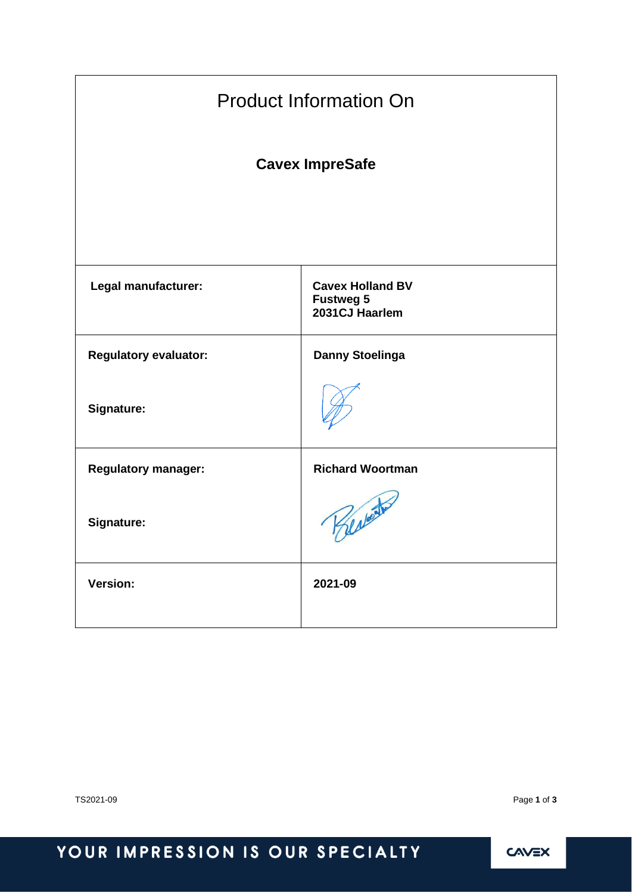# Product Information On

## Cavex ImpreSafe

| | |
|---|---|
| **Legal manufacturer:** | **Cavex Holland BV**<br>**Fustweg 5**<br>**2031CJ Haarlem** |
| **Regulatory evaluator:**<br><br>**Signature:** | **Danny Stoelinga** |
| **Regulatory manager:**<br><br>**Signature:** | **Richard Woortman** |
| **Version:** | **2021-09** |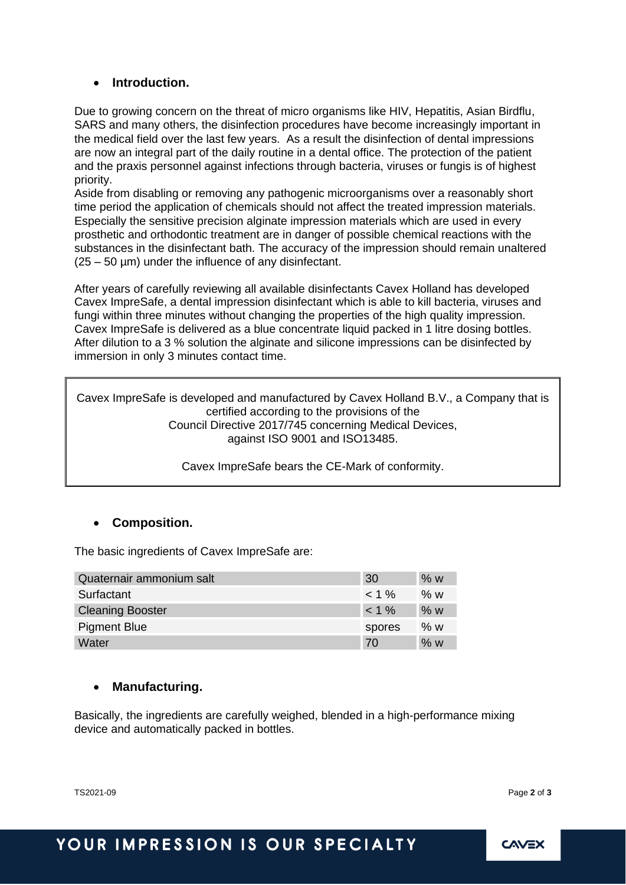- **Introduction.**

Due to growing concern on the threat of micro organisms like HIV, Hepatitis, Asian Birdflu, SARS and many others, the disinfection procedures have become increasingly important in the medical field over the last few years. As a result the disinfection of dental impressions are now an integral part of the daily routine in a dental office. The protection of the patient and the praxis personnel against infections through bacteria, viruses or fungis is of highest priority.
Aside from disabling or removing any pathogenic microorganisms over a reasonably short time period the application of chemicals should not affect the treated impression materials. Especially the sensitive precision alginate impression materials which are used in every prosthetic and orthodontic treatment are in danger of possible chemical reactions with the substances in the disinfectant bath. The accuracy of the impression should remain unaltered (25 – 50 µm) under the influence of any disinfectant.

After years of carefully reviewing all available disinfectants Cavex Holland has developed Cavex ImpreSafe, a dental impression disinfectant which is able to kill bacteria, viruses and fungi within three minutes without changing the properties of the high quality impression. Cavex ImpreSafe is delivered as a blue concentrate liquid packed in 1 litre dosing bottles. After dilution to a 3 % solution the alginate and silicone impressions can be disinfected by immersion in only 3 minutes contact time.

> Cavex ImpreSafe is developed and manufactured by Cavex Holland B.V., a Company that is certified according to the provisions of the Council Directive 2017/745 concerning Medical Devices, against ISO 9001 and ISO13485.
>
> Cavex ImpreSafe bears the CE-Mark of conformity.

- **Composition.**

The basic ingredients of Cavex ImpreSafe are:

| Ingredient | Amount | Unit |
|---|---|---|
| Quaternair ammonium salt | 30 | % w |
| Surfactant | < 1 % | % w |
| Cleaning Booster | < 1 % | % w |
| Pigment Blue | spores | % w |
| Water | 70 | % w |

- **Manufacturing.**

Basically, the ingredients are carefully weighed, blended in a high-performance mixing device and automatically packed in bottles.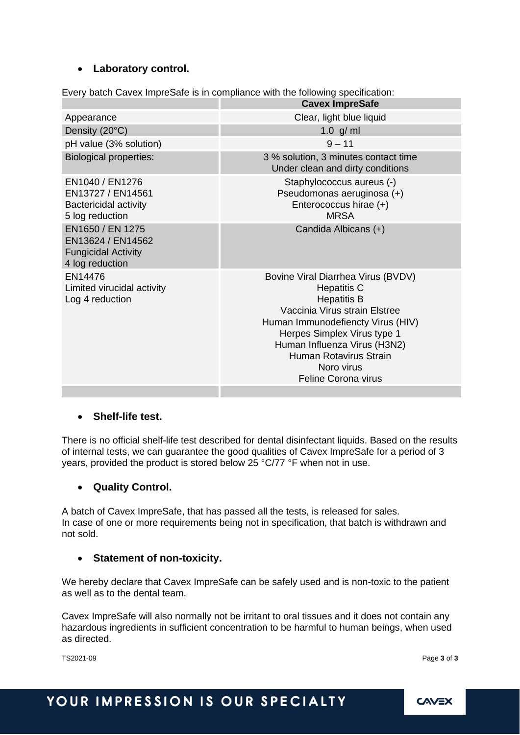- **Laboratory control.**

Every batch Cavex ImpreSafe is in compliance with the following specification:

| | Cavex ImpreSafe |
|---|---|
| Appearance | Clear, light blue liquid |
| Density (20°C) | 1.0 g/ ml |
| pH value (3% solution) | 9 – 11 |
| Biological properties: | 3 % solution, 3 minutes contact time<br>Under clean and dirty conditions |
| EN1040 / EN1276<br>EN13727 / EN14561<br>Bactericidal activity<br>5 log reduction | Staphylococcus aureus (-)<br>Pseudomonas aeruginosa (+)<br>Enterococcus hirae (+)<br>MRSA |
| EN1650 / EN 1275<br>EN13624 / EN14562<br>Fungicidal Activity<br>4 log reduction | Candida Albicans (+) |
| EN14476<br>Limited virucidal activity<br>Log 4 reduction | Bovine Viral Diarrhea Virus (BVDV)<br>Hepatitis C<br>Hepatitis B<br>Vaccinia Virus strain Elstree<br>Human Immunodefiencty Virus (HIV)<br>Herpes Simplex Virus type 1<br>Human Influenza Virus (H3N2)<br>Human Rotavirus Strain<br>Noro virus<br>Feline Corona virus |
| | |

- **Shelf-life test.**

There is no official shelf-life test described for dental disinfectant liquids. Based on the results of internal tests, we can guarantee the good qualities of Cavex ImpreSafe for a period of 3 years, provided the product is stored below 25 °C/77 °F when not in use.

- **Quality Control.**

A batch of Cavex ImpreSafe, that has passed all the tests, is released for sales.
In case of one or more requirements being not in specification, that batch is withdrawn and not sold.

- **Statement of non-toxicity.**

We hereby declare that Cavex ImpreSafe can be safely used and is non-toxic to the patient as well as to the dental team.

Cavex ImpreSafe will also normally not be irritant to oral tissues and it does not contain any hazardous ingredients in sufficient concentration to be harmful to human beings, when used as directed.

TS2021-09